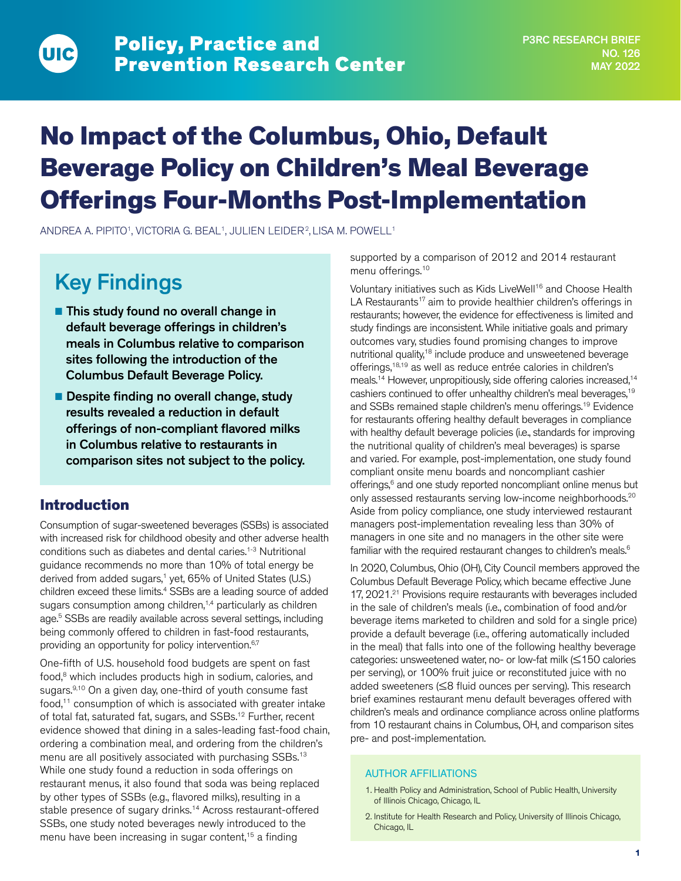Policy, Practice and Prevention Research Center

P3RC RESEARCH BRIEF NO. 126 MAY 2022

# No Impact of the Columbus, Ohio, Default Beverage Policy on Children's Meal Beverage Offerings Four-Months Post-Implementation

ANDREA A. PIPITO[1], VICTORIA G. BEAL[1], JULIEN LEIDER[2], LISA M. POWELL[1]

## Key Findings

- **This study found no overall change in default beverage offerings in children's meals in Columbus relative to comparison sites following the introduction of the Columbus Default Beverage Policy.**
- **Despite finding no overall change, study results revealed a reduction in default offerings of non-compliant flavored milks in Columbus relative to restaurants in comparison sites not subject to the policy.**

## Introduction

Consumption of sugar-sweetened beverages (SSBs) is associated with increased risk for childhood obesity and other adverse health conditions such as diabetes and dental caries.[1-3] Nutritional guidance recommends no more than 10% of total energy be derived from added sugars,[1] yet, 65% of United States (U.S.) children exceed these limits.[4] SSBs are a leading source of added sugars consumption among children,[1,4] particularly as children age.[5] SSBs are readily available across several settings, including being commonly offered to children in fast-food restaurants, providing an opportunity for policy intervention.[6,7]

One-fifth of U.S. household food budgets are spent on fast food,[8] which includes products high in sodium, calories, and sugars.[9,10] On a given day, one-third of youth consume fast food,[11] consumption of which is associated with greater intake of total fat, saturated fat, sugars, and SSBs.[12] Further, recent evidence showed that dining in a sales-leading fast-food chain, ordering a combination meal, and ordering from the children's menu are all positively associated with purchasing SSBs.[13] While one study found a reduction in soda offerings on restaurant menus, it also found that soda was being replaced by other types of SSBs (e.g., flavored milks), resulting in a stable presence of sugary drinks.[14] Across restaurant-offered SSBs, one study noted beverages newly introduced to the menu have been increasing in sugar content,[15] a finding supported by a comparison of 2012 and 2014 restaurant menu offerings.[10]

Voluntary initiatives such as Kids LiveWell[16] and Choose Health LA Restaurants[17] aim to provide healthier children's offerings in restaurants; however, the evidence for effectiveness is limited and study findings are inconsistent. While initiative goals and primary outcomes vary, studies found promising changes to improve nutritional quality,[18] include produce and unsweetened beverage offerings,[18,19] as well as reduce entrée calories in children's meals.[14] However, unpropitiously, side offering calories increased,[14] cashiers continued to offer unhealthy children's meal beverages,[19] and SSBs remained staple children's menu offerings.[19] Evidence for restaurants offering healthy default beverages in compliance with healthy default beverage policies (i.e., standards for improving the nutritional quality of children's meal beverages) is sparse and varied. For example, post-implementation, one study found compliant onsite menu boards and noncompliant cashier offerings,[6] and one study reported noncompliant online menus but only assessed restaurants serving low-income neighborhoods.[20] Aside from policy compliance, one study interviewed restaurant managers post-implementation revealing less than 30% of managers in one site and no managers in the other site were familiar with the required restaurant changes to children's meals.[6]

In 2020, Columbus, Ohio (OH), City Council members approved the Columbus Default Beverage Policy, which became effective June 17, 2021.[21] Provisions require restaurants with beverages included in the sale of children's meals (i.e., combination of food and/or beverage items marketed to children and sold for a single price) provide a default beverage (i.e., offering automatically included in the meal) that falls into one of the following healthy beverage categories: unsweetened water, no- or low-fat milk (≤150 calories per serving), or 100% fruit juice or reconstituted juice with no added sweeteners (≤8 fluid ounces per serving). This research brief examines restaurant menu default beverages offered with children's meals and ordinance compliance across online platforms from 10 restaurant chains in Columbus, OH, and comparison sites pre- and post-implementation.

AUTHOR AFFILIATIONS

1. Health Policy and Administration, School of Public Health, University of Illinois Chicago, Chicago, IL
2. Institute for Health Research and Policy, University of Illinois Chicago, Chicago, IL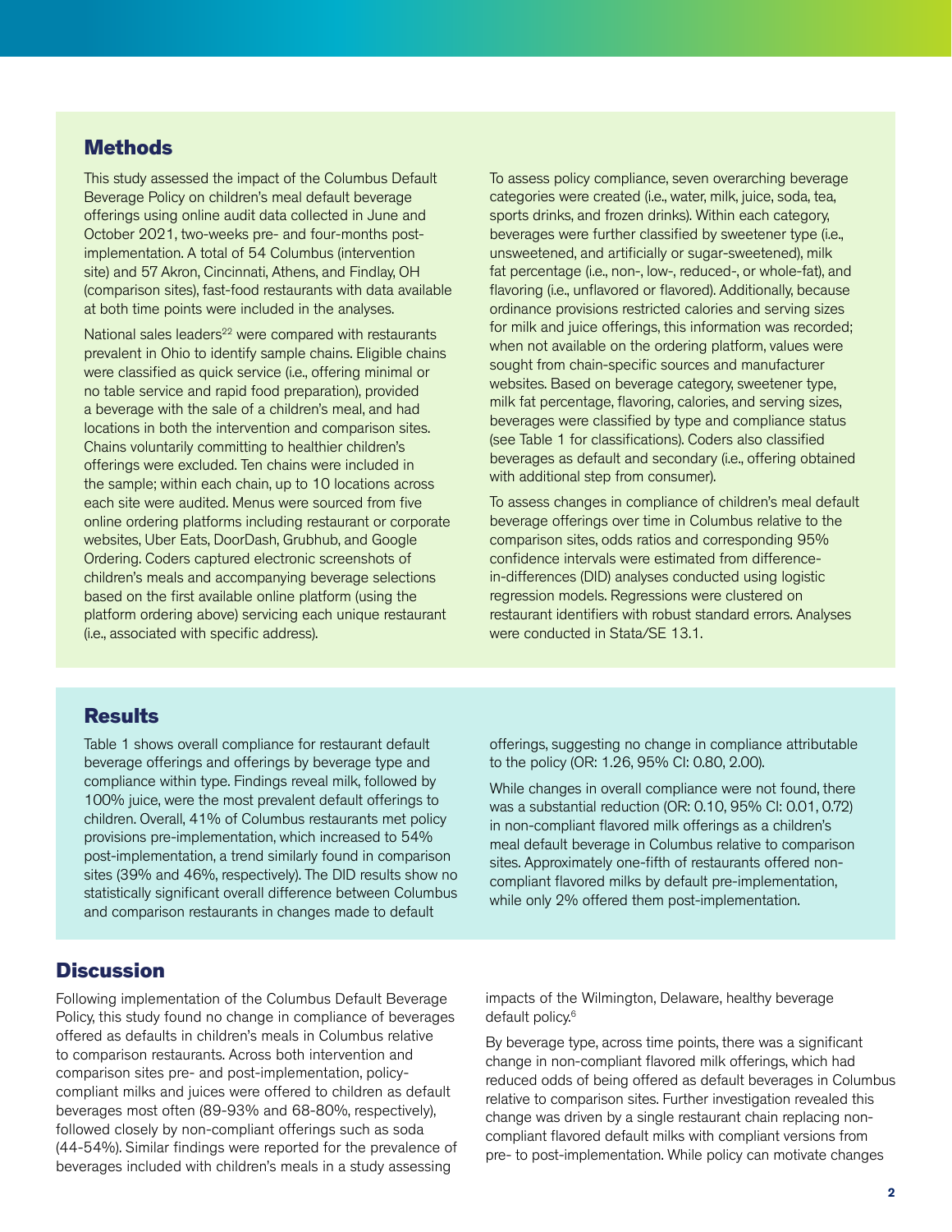## Methods

This study assessed the impact of the Columbus Default Beverage Policy on children's meal default beverage offerings using online audit data collected in June and October 2021, two-weeks pre- and four-months post-implementation. A total of 54 Columbus (intervention site) and 57 Akron, Cincinnati, Athens, and Findlay, OH (comparison sites), fast-food restaurants with data available at both time points were included in the analyses.

National sales leaders[22] were compared with restaurants prevalent in Ohio to identify sample chains. Eligible chains were classified as quick service (i.e., offering minimal or no table service and rapid food preparation), provided a beverage with the sale of a children's meal, and had locations in both the intervention and comparison sites. Chains voluntarily committing to healthier children's offerings were excluded. Ten chains were included in the sample; within each chain, up to 10 locations across each site were audited. Menus were sourced from five online ordering platforms including restaurant or corporate websites, Uber Eats, DoorDash, Grubhub, and Google Ordering. Coders captured electronic screenshots of children's meals and accompanying beverage selections based on the first available online platform (using the platform ordering above) servicing each unique restaurant (i.e., associated with specific address).

To assess policy compliance, seven overarching beverage categories were created (i.e., water, milk, juice, soda, tea, sports drinks, and frozen drinks). Within each category, beverages were further classified by sweetener type (i.e., unsweetened, and artificially or sugar-sweetened), milk fat percentage (i.e., non-, low-, reduced-, or whole-fat), and flavoring (i.e., unflavored or flavored). Additionally, because ordinance provisions restricted calories and serving sizes for milk and juice offerings, this information was recorded; when not available on the ordering platform, values were sought from chain-specific sources and manufacturer websites. Based on beverage category, sweetener type, milk fat percentage, flavoring, calories, and serving sizes, beverages were classified by type and compliance status (see Table 1 for classifications). Coders also classified beverages as default and secondary (i.e., offering obtained with additional step from consumer).

To assess changes in compliance of children's meal default beverage offerings over time in Columbus relative to the comparison sites, odds ratios and corresponding 95% confidence intervals were estimated from difference-in-differences (DID) analyses conducted using logistic regression models. Regressions were clustered on restaurant identifiers with robust standard errors. Analyses were conducted in Stata/SE 13.1.

## Results

Table 1 shows overall compliance for restaurant default beverage offerings and offerings by beverage type and compliance within type. Findings reveal milk, followed by 100% juice, were the most prevalent default offerings to children. Overall, 41% of Columbus restaurants met policy provisions pre-implementation, which increased to 54% post-implementation, a trend similarly found in comparison sites (39% and 46%, respectively). The DID results show no statistically significant overall difference between Columbus and comparison restaurants in changes made to default offerings, suggesting no change in compliance attributable to the policy (OR: 1.26, 95% CI: 0.80, 2.00).

While changes in overall compliance were not found, there was a substantial reduction (OR: 0.10, 95% CI: 0.01, 0.72) in non-compliant flavored milk offerings as a children's meal default beverage in Columbus relative to comparison sites. Approximately one-fifth of restaurants offered non-compliant flavored milks by default pre-implementation, while only 2% offered them post-implementation.

## Discussion

Following implementation of the Columbus Default Beverage Policy, this study found no change in compliance of beverages offered as defaults in children's meals in Columbus relative to comparison restaurants. Across both intervention and comparison sites pre- and post-implementation, policy-compliant milks and juices were offered to children as default beverages most often (89-93% and 68-80%, respectively), followed closely by non-compliant offerings such as soda (44-54%). Similar findings were reported for the prevalence of beverages included with children's meals in a study assessing impacts of the Wilmington, Delaware, healthy beverage default policy.[6]

By beverage type, across time points, there was a significant change in non-compliant flavored milk offerings, which had reduced odds of being offered as default beverages in Columbus relative to comparison sites. Further investigation revealed this change was driven by a single restaurant chain replacing non-compliant flavored default milks with compliant versions from pre- to post-implementation. While policy can motivate changes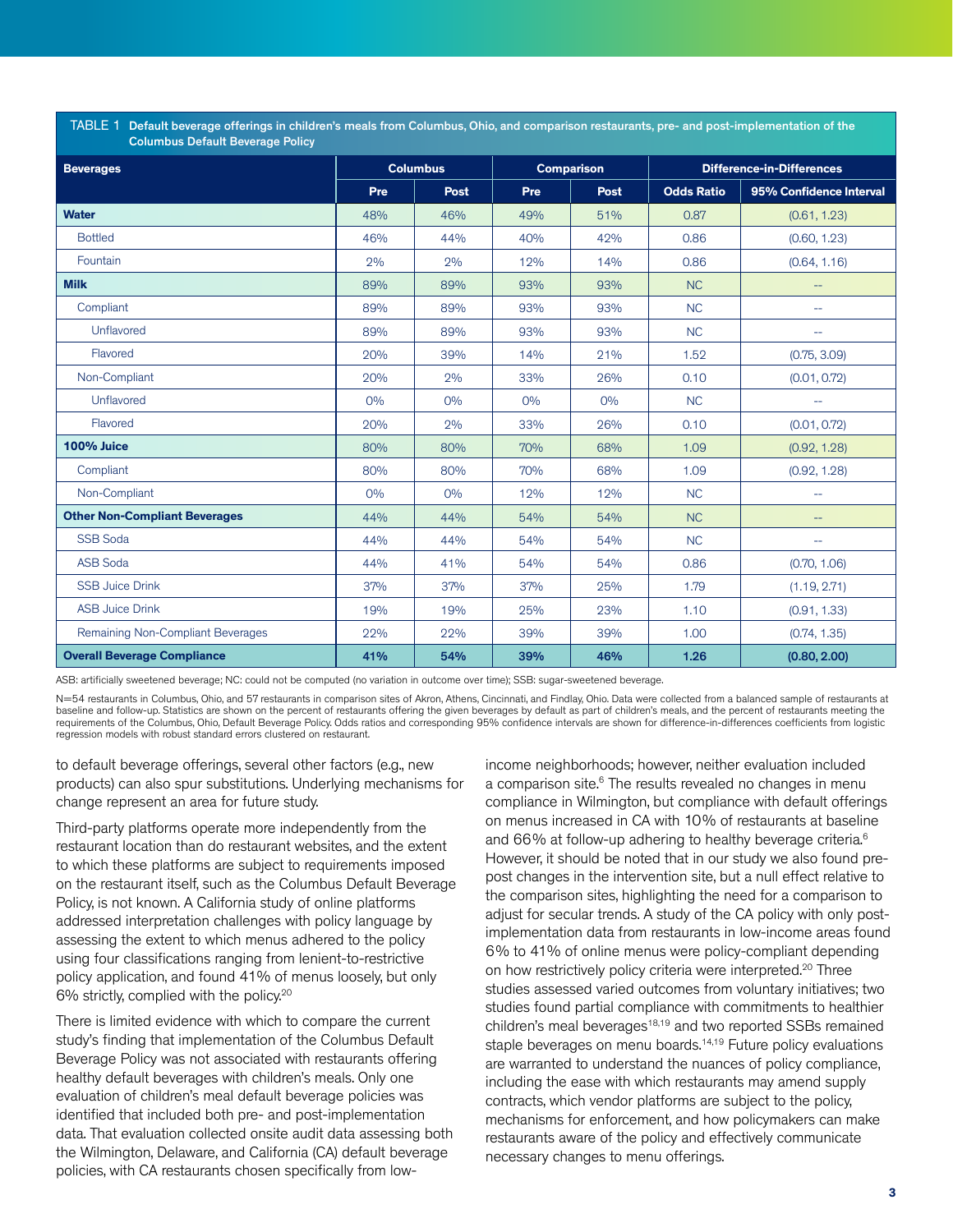TABLE 1 **Default beverage offerings in children's meals from Columbus, Ohio, and comparison restaurants, pre- and post-implementation of the Columbus Default Beverage Policy**

| Beverages | Columbus | | Comparison | | Difference-in-Differences | |
|---|---|---|---|---|---|---|
| | Pre | Post | Pre | Post | Odds Ratio | 95% Confidence Interval |
| **Water** | 48% | 46% | 49% | 51% | 0.87 | (0.61, 1.23) |
| Bottled | 46% | 44% | 40% | 42% | 0.86 | (0.60, 1.23) |
| Fountain | 2% | 2% | 12% | 14% | 0.86 | (0.64, 1.16) |
| **Milk** | 89% | 89% | 93% | 93% | NC | -- |
| Compliant | 89% | 89% | 93% | 93% | NC | -- |
| Unflavored | 89% | 89% | 93% | 93% | NC | -- |
| Flavored | 20% | 39% | 14% | 21% | 1.52 | (0.75, 3.09) |
| Non-Compliant | 20% | 2% | 33% | 26% | 0.10 | (0.01, 0.72) |
| Unflavored | 0% | 0% | 0% | 0% | NC | -- |
| Flavored | 20% | 2% | 33% | 26% | 0.10 | (0.01, 0.72) |
| **100% Juice** | 80% | 80% | 70% | 68% | 1.09 | (0.92, 1.28) |
| Compliant | 80% | 80% | 70% | 68% | 1.09 | (0.92, 1.28) |
| Non-Compliant | 0% | 0% | 12% | 12% | NC | -- |
| **Other Non-Compliant Beverages** | 44% | 44% | 54% | 54% | NC | -- |
| SSB Soda | 44% | 44% | 54% | 54% | NC | -- |
| ASB Soda | 44% | 41% | 54% | 54% | 0.86 | (0.70, 1.06) |
| SSB Juice Drink | 37% | 37% | 37% | 25% | 1.79 | (1.19, 2.71) |
| ASB Juice Drink | 19% | 19% | 25% | 23% | 1.10 | (0.91, 1.33) |
| Remaining Non-Compliant Beverages | 22% | 22% | 39% | 39% | 1.00 | (0.74, 1.35) |
| **Overall Beverage Compliance** | **41%** | **54%** | **39%** | **46%** | **1.26** | **(0.80, 2.00)** |

ASB: artificially sweetened beverage; NC: could not be computed (no variation in outcome over time); SSB: sugar-sweetened beverage.

N=54 restaurants in Columbus, Ohio, and 57 restaurants in comparison sites of Akron, Athens, Cincinnati, and Findlay, Ohio. Data were collected from a balanced sample of restaurants at baseline and follow-up. Statistics are shown on the percent of restaurants offering the given beverages by default as part of children's meals, and the percent of restaurants meeting the requirements of the Columbus, Ohio, Default Beverage Policy. Odds ratios and corresponding 95% confidence intervals are shown for difference-in-differences coefficients from logistic regression models with robust standard errors clustered on restaurant.

to default beverage offerings, several other factors (e.g., new products) can also spur substitutions. Underlying mechanisms for change represent an area for future study.

Third-party platforms operate more independently from the restaurant location than do restaurant websites, and the extent to which these platforms are subject to requirements imposed on the restaurant itself, such as the Columbus Default Beverage Policy, is not known. A California study of online platforms addressed interpretation challenges with policy language by assessing the extent to which menus adhered to the policy using four classifications ranging from lenient-to-restrictive policy application, and found 41% of menus loosely, but only 6% strictly, complied with the policy.[20]

There is limited evidence with which to compare the current study's finding that implementation of the Columbus Default Beverage Policy was not associated with restaurants offering healthy default beverages with children's meals. Only one evaluation of children's meal default beverage policies was identified that included both pre- and post-implementation data. That evaluation collected onsite audit data assessing both the Wilmington, Delaware, and California (CA) default beverage policies, with CA restaurants chosen specifically from low-income neighborhoods; however, neither evaluation included a comparison site.[6] The results revealed no changes in menu compliance in Wilmington, but compliance with default offerings on menus increased in CA with 10% of restaurants at baseline and 66% at follow-up adhering to healthy beverage criteria.[6] However, it should be noted that in our study we also found pre-post changes in the intervention site, but a null effect relative to the comparison sites, highlighting the need for a comparison to adjust for secular trends. A study of the CA policy with only post-implementation data from restaurants in low-income areas found 6% to 41% of online menus were policy-compliant depending on how restrictively policy criteria were interpreted.[20] Three studies assessed varied outcomes from voluntary initiatives; two studies found partial compliance with commitments to healthier children's meal beverages[18,19] and two reported SSBs remained staple beverages on menu boards.[14,19] Future policy evaluations are warranted to understand the nuances of policy compliance, including the ease with which restaurants may amend supply contracts, which vendor platforms are subject to the policy, mechanisms for enforcement, and how policymakers can make restaurants aware of the policy and effectively communicate necessary changes to menu offerings.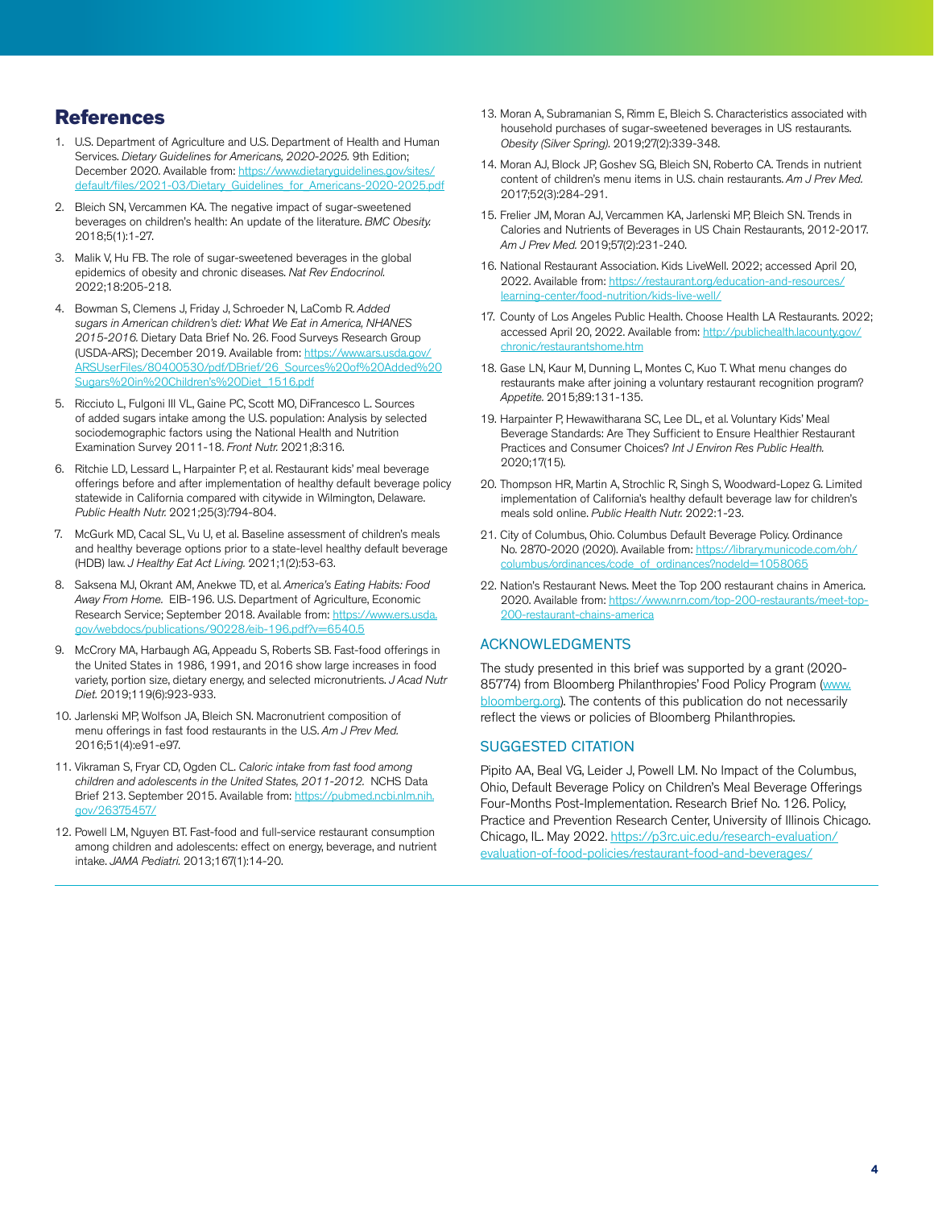## References

1. U.S. Department of Agriculture and U.S. Department of Health and Human Services. *Dietary Guidelines for Americans, 2020-2025.* 9th Edition; December 2020. Available from: https://www.dietaryguidelines.gov/sites/default/files/2021-03/Dietary_Guidelines_for_Americans-2020-2025.pdf

2. Bleich SN, Vercammen KA. The negative impact of sugar-sweetened beverages on children's health: An update of the literature. *BMC Obesity.* 2018;5(1):1-27.

3. Malik V, Hu FB. The role of sugar-sweetened beverages in the global epidemics of obesity and chronic diseases. *Nat Rev Endocrinol.* 2022;18:205-218.

4. Bowman S, Clemens J, Friday J, Schroeder N, LaComb R. *Added sugars in American children's diet: What We Eat in America, NHANES 2015-2016.* Dietary Data Brief No. 26. Food Surveys Research Group (USDA-ARS); December 2019. Available from: https://www.ars.usda.gov/ARSUserFiles/80400530/pdf/DBrief/26_Sources%20of%20Added%20Sugars%20in%20Children's%20Diet_1516.pdf

5. Ricciuto L, Fulgoni III VL, Gaine PC, Scott MO, DiFrancesco L. Sources of added sugars intake among the U.S. population: Analysis by selected sociodemographic factors using the National Health and Nutrition Examination Survey 2011-18. *Front Nutr.* 2021;8:316.

6. Ritchie LD, Lessard L, Harpainter P, et al. Restaurant kids' meal beverage offerings before and after implementation of healthy default beverage policy statewide in California compared with citywide in Wilmington, Delaware. *Public Health Nutr.* 2021;25(3):794-804.

7. McGurk MD, Cacal SL, Vu U, et al. Baseline assessment of children's meals and healthy beverage options prior to a state-level healthy default beverage (HDB) law. *J Healthy Eat Act Living.* 2021;1(2):53-63.

8. Saksena MJ, Okrant AM, Anekwe TD, et al. *America's Eating Habits: Food Away From Home.* EIB-196. U.S. Department of Agriculture, Economic Research Service; September 2018. Available from: https://www.ers.usda.gov/webdocs/publications/90228/eib-196.pdf?v=6540.5

9. McCrory MA, Harbaugh AG, Appeadu S, Roberts SB. Fast-food offerings in the United States in 1986, 1991, and 2016 show large increases in food variety, portion size, dietary energy, and selected micronutrients. *J Acad Nutr Diet.* 2019;119(6):923-933.

10. Jarlenski MP, Wolfson JA, Bleich SN. Macronutrient composition of menu offerings in fast food restaurants in the U.S. *Am J Prev Med.* 2016;51(4):e91-e97.

11. Vikraman S, Fryar CD, Ogden CL. *Caloric intake from fast food among children and adolescents in the United States, 2011-2012.* NCHS Data Brief 213. September 2015. Available from: https://pubmed.ncbi.nlm.nih.gov/26375457/

12. Powell LM, Nguyen BT. Fast-food and full-service restaurant consumption among children and adolescents: effect on energy, beverage, and nutrient intake. *JAMA Pediatri.* 2013;167(1):14-20.

13. Moran A, Subramanian S, Rimm E, Bleich S. Characteristics associated with household purchases of sugar-sweetened beverages in US restaurants. *Obesity (Silver Spring).* 2019;27(2):339-348.

14. Moran AJ, Block JP, Goshev SG, Bleich SN, Roberto CA. Trends in nutrient content of children's menu items in U.S. chain restaurants. *Am J Prev Med.* 2017;52(3):284-291.

15. Frelier JM, Moran AJ, Vercammen KA, Jarlenski MP, Bleich SN. Trends in Calories and Nutrients of Beverages in US Chain Restaurants, 2012-2017. *Am J Prev Med.* 2019;57(2):231-240.

16. National Restaurant Association. Kids LiveWell. 2022; accessed April 20, 2022. Available from: https://restaurant.org/education-and-resources/learning-center/food-nutrition/kids-live-well/

17. County of Los Angeles Public Health. Choose Health LA Restaurants. 2022; accessed April 20, 2022. Available from: http://publichealth.lacounty.gov/chronic/restaurantshome.htm

18. Gase LN, Kaur M, Dunning L, Montes C, Kuo T. What menu changes do restaurants make after joining a voluntary restaurant recognition program? *Appetite.* 2015;89:131-135.

19. Harpainter P, Hewawitharana SC, Lee DL, et al. Voluntary Kids' Meal Beverage Standards: Are They Sufficient to Ensure Healthier Restaurant Practices and Consumer Choices? *Int J Environ Res Public Health.* 2020;17(15).

20. Thompson HR, Martin A, Strochlic R, Singh S, Woodward-Lopez G. Limited implementation of California's healthy default beverage law for children's meals sold online. *Public Health Nutr.* 2022:1-23.

21. City of Columbus, Ohio. Columbus Default Beverage Policy. Ordinance No. 2870-2020 (2020). Available from: https://library.municode.com/oh/columbus/ordinances/code_of_ordinances?nodeId=1058065

22. Nation's Restaurant News. Meet the Top 200 restaurant chains in America. 2020. Available from: https://www.nrn.com/top-200-restaurants/meet-top-200-restaurant-chains-america

### ACKNOWLEDGMENTS

The study presented in this brief was supported by a grant (2020-85774) from Bloomberg Philanthropies' Food Policy Program (www.bloomberg.org). The contents of this publication do not necessarily reflect the views or policies of Bloomberg Philanthropies.

### SUGGESTED CITATION

Pipito AA, Beal VG, Leider J, Powell LM. No Impact of the Columbus, Ohio, Default Beverage Policy on Children's Meal Beverage Offerings Four-Months Post-Implementation. Research Brief No. 126. Policy, Practice and Prevention Research Center, University of Illinois Chicago. Chicago, IL. May 2022. https://p3rc.uic.edu/research-evaluation/evaluation-of-food-policies/restaurant-food-and-beverages/